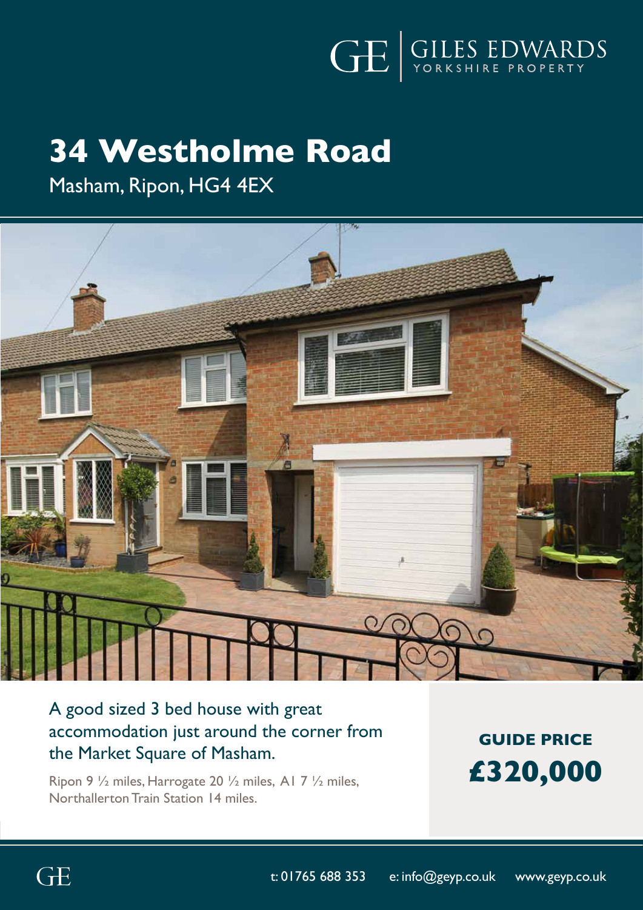GE | GILES EDWARDS
YORKSHIRE PROPERTY

# 34 Westholme Road

Masham, Ripon, HG4 4EX

A good sized 3 bed house with great accommodation just around the corner from the Market Square of Masham.

Ripon 9 ½ miles, Harrogate 20 ½ miles, A1 7 ½ miles, Northallerton Train Station 14 miles.

**GUIDE PRICE**
**£320,000**

t: 01765 688 353 e: info@geyp.co.uk www.geyp.co.uk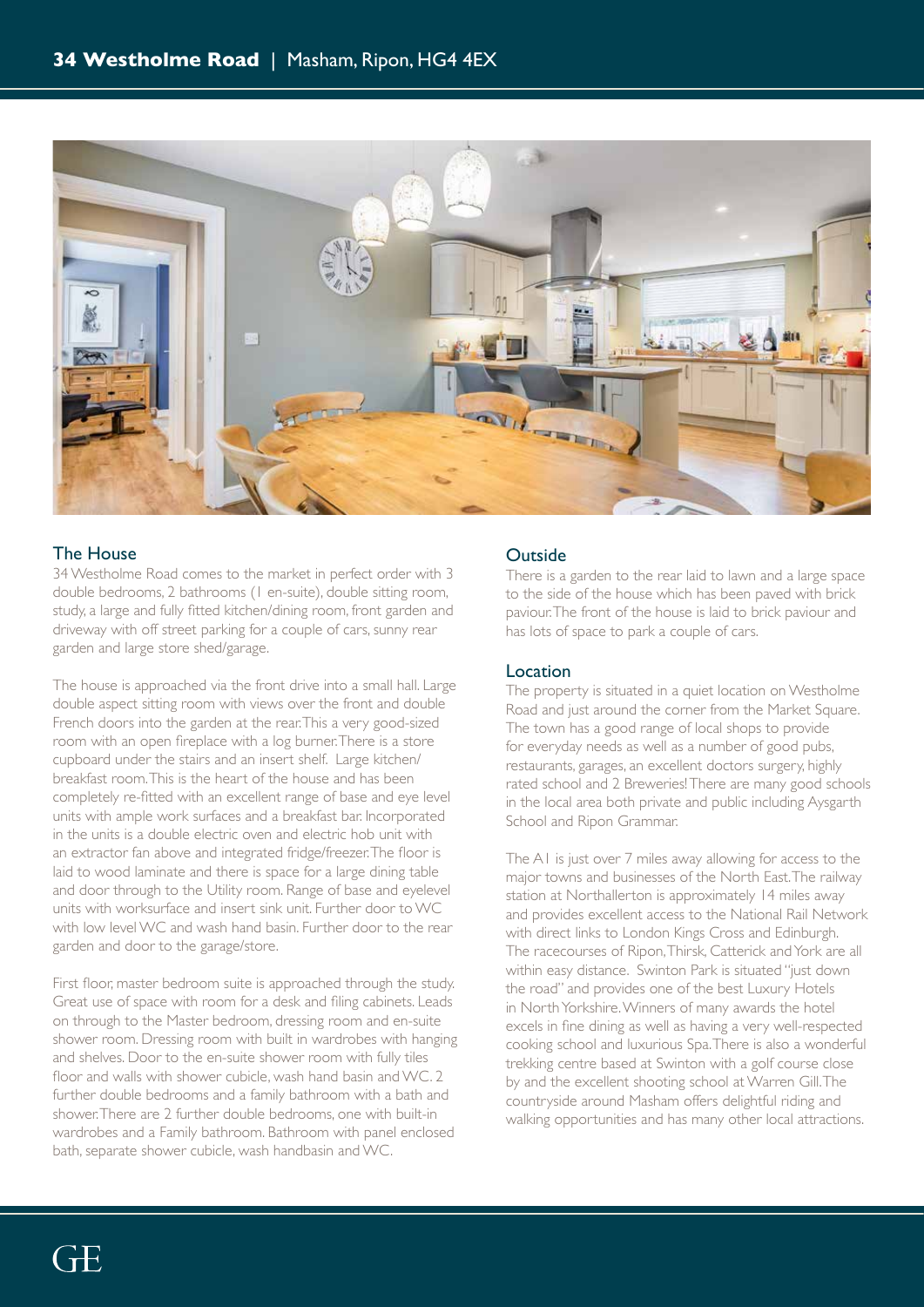**34 Westholme Road** | Masham, Ripon, HG4 4EX

## The House

34 Westholme Road comes to the market in perfect order with 3 double bedrooms, 2 bathrooms (1 en-suite), double sitting room, study, a large and fully fitted kitchen/dining room, front garden and driveway with off street parking for a couple of cars, sunny rear garden and large store shed/garage.

The house is approached via the front drive into a small hall. Large double aspect sitting room with views over the front and double French doors into the garden at the rear. This a very good-sized room with an open fireplace with a log burner. There is a store cupboard under the stairs and an insert shelf. Large kitchen/breakfast room. This is the heart of the house and has been completely re-fitted with an excellent range of base and eye level units with ample work surfaces and a breakfast bar. Incorporated in the units is a double electric oven and electric hob unit with an extractor fan above and integrated fridge/freezer. The floor is laid to wood laminate and there is space for a large dining table and door through to the Utility room. Range of base and eyelevel units with worksurface and insert sink unit. Further door to WC with low level WC and wash hand basin. Further door to the rear garden and door to the garage/store.

First floor, master bedroom suite is approached through the study. Great use of space with room for a desk and filing cabinets. Leads on through to the Master bedroom, dressing room and en-suite shower room. Dressing room with built in wardrobes with hanging and shelves. Door to the en-suite shower room with fully tiles floor and walls with shower cubicle, wash hand basin and WC. 2 further double bedrooms and a family bathroom with a bath and shower. There are 2 further double bedrooms, one with built-in wardrobes and a Family bathroom. Bathroom with panel enclosed bath, separate shower cubicle, wash handbasin and WC.

## Outside

There is a garden to the rear laid to lawn and a large space to the side of the house which has been paved with brick paviour. The front of the house is laid to brick paviour and has lots of space to park a couple of cars.

## Location

The property is situated in a quiet location on Westholme Road and just around the corner from the Market Square. The town has a good range of local shops to provide for everyday needs as well as a number of good pubs, restaurants, garages, an excellent doctors surgery, highly rated school and 2 Breweries! There are many good schools in the local area both private and public including Aysgarth School and Ripon Grammar.

The A1 is just over 7 miles away allowing for access to the major towns and businesses of the North East. The railway station at Northallerton is approximately 14 miles away and provides excellent access to the National Rail Network with direct links to London Kings Cross and Edinburgh. The racecourses of Ripon, Thirsk, Catterick and York are all within easy distance. Swinton Park is situated "just down the road" and provides one of the best Luxury Hotels in North Yorkshire. Winners of many awards the hotel excels in fine dining as well as having a very well-respected cooking school and luxurious Spa. There is also a wonderful trekking centre based at Swinton with a golf course close by and the excellent shooting school at Warren Gill. The countryside around Masham offers delightful riding and walking opportunities and has many other local attractions.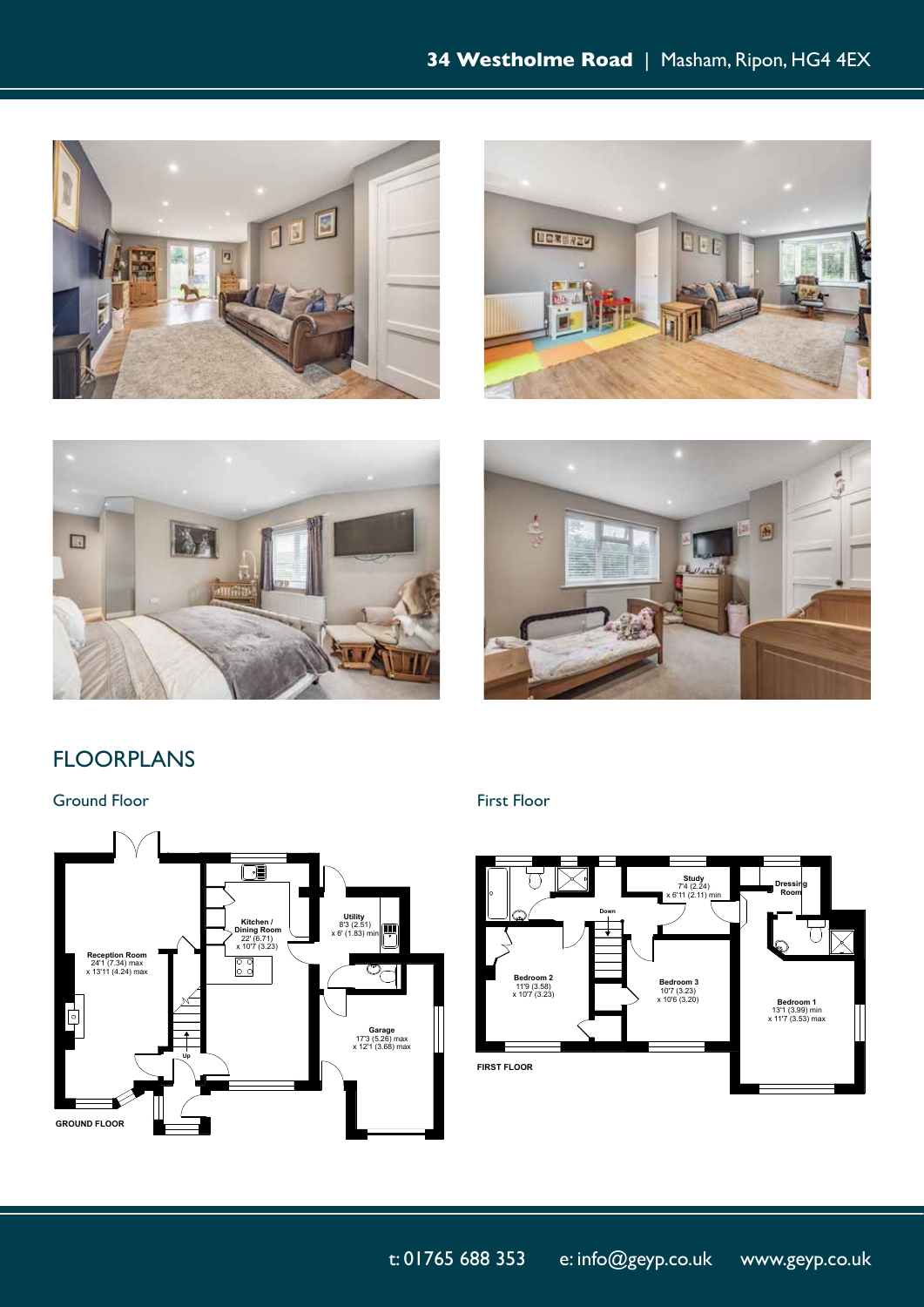## FLOORPLANS

### Ground Floor

Reception Room
24'1 (7.34) max
x 13'11 (4.24) max

Kitchen / Dining Room
22' (6.71)
x 10'7 (3.23)

Utility
8'3 (2.51)
x 6' (1.83) min

Garage
17'3 (5.26) max
x 12'1 (3.68) max

Up

GROUND FLOOR

### First Floor

Study
7'4 (2.24)
x 6'11 (2.11) min

Dressing Room

Down

Bedroom 2
11'9 (3.58)
x 10'7 (3.23)

Bedroom 3
10'7 (3.23)
x 10'6 (3.20)

Bedroom 1
13'1 (3.99) min
x 11'7 (3.53) max

FIRST FLOOR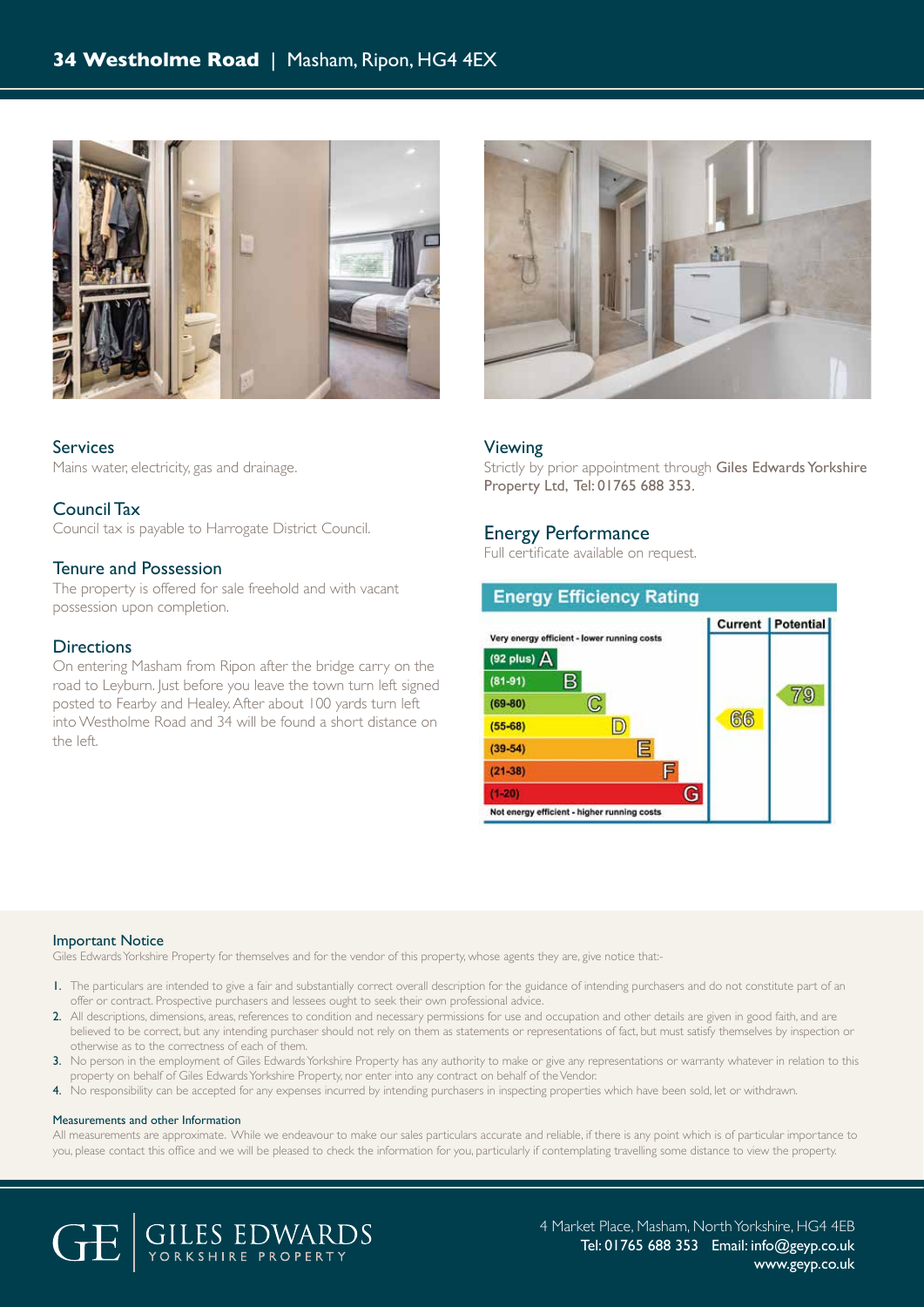# 34 Westholme Road | Masham, Ripon, HG4 4EX

## Services

Mains water, electricity, gas and drainage.

## Council Tax

Council tax is payable to Harrogate District Council.

## Tenure and Possession

The property is offered for sale freehold and with vacant possession upon completion.

## Directions

On entering Masham from Ripon after the bridge carry on the road to Leyburn. Just before you leave the town turn left signed posted to Fearby and Healey. After about 100 yards turn left into Westholme Road and 34 will be found a short distance on the left.

## Viewing

Strictly by prior appointment through Giles Edwards Yorkshire Property Ltd, Tel: 01765 688 353.

## Energy Performance

Full certificate available on request.

Energy Efficiency Rating

Current | Potential

Very energy efficient - lower running costs

(92 plus) A

(81-91) B

(69-80) C

(55-68) D

(39-54) E

(21-38) F

(1-20) G

Not energy efficient - higher running costs

66

79

### Important Notice

Giles Edwards Yorkshire Property for themselves and for the vendor of this property, whose agents they are, give notice that:-

1. The particulars are intended to give a fair and substantially correct overall description for the guidance of intending purchasers and do not constitute part of an offer or contract. Prospective purchasers and lessees ought to seek their own professional advice.
2. All descriptions, dimensions, areas, references to condition and necessary permissions for use and occupation and other details are given in good faith, and are believed to be correct, but any intending purchaser should not rely on them as statements or representations of fact, but must satisfy themselves by inspection or otherwise as to the correctness of each of them.
3. No person in the employment of Giles Edwards Yorkshire Property has any authority to make or give any representations or warranty whatever in relation to this property on behalf of Giles Edwards Yorkshire Property, nor enter into any contract on behalf of the Vendor.
4. No responsibility can be accepted for any expenses incurred by intending purchasers in inspecting properties which have been sold, let or withdrawn.

### Measurements and other Information

All measurements are approximate. While we endeavour to make our sales particulars accurate and reliable, if there is any point which is of particular importance to you, please contact this office and we will be pleased to check the information for you, particularly if contemplating travelling some distance to view the property.

GE | GILES EDWARDS YORKSHIRE PROPERTY

4 Market Place, Masham, North Yorkshire, HG4 4EB
Tel: 01765 688 353 Email: info@geyp.co.uk
www.geyp.co.uk